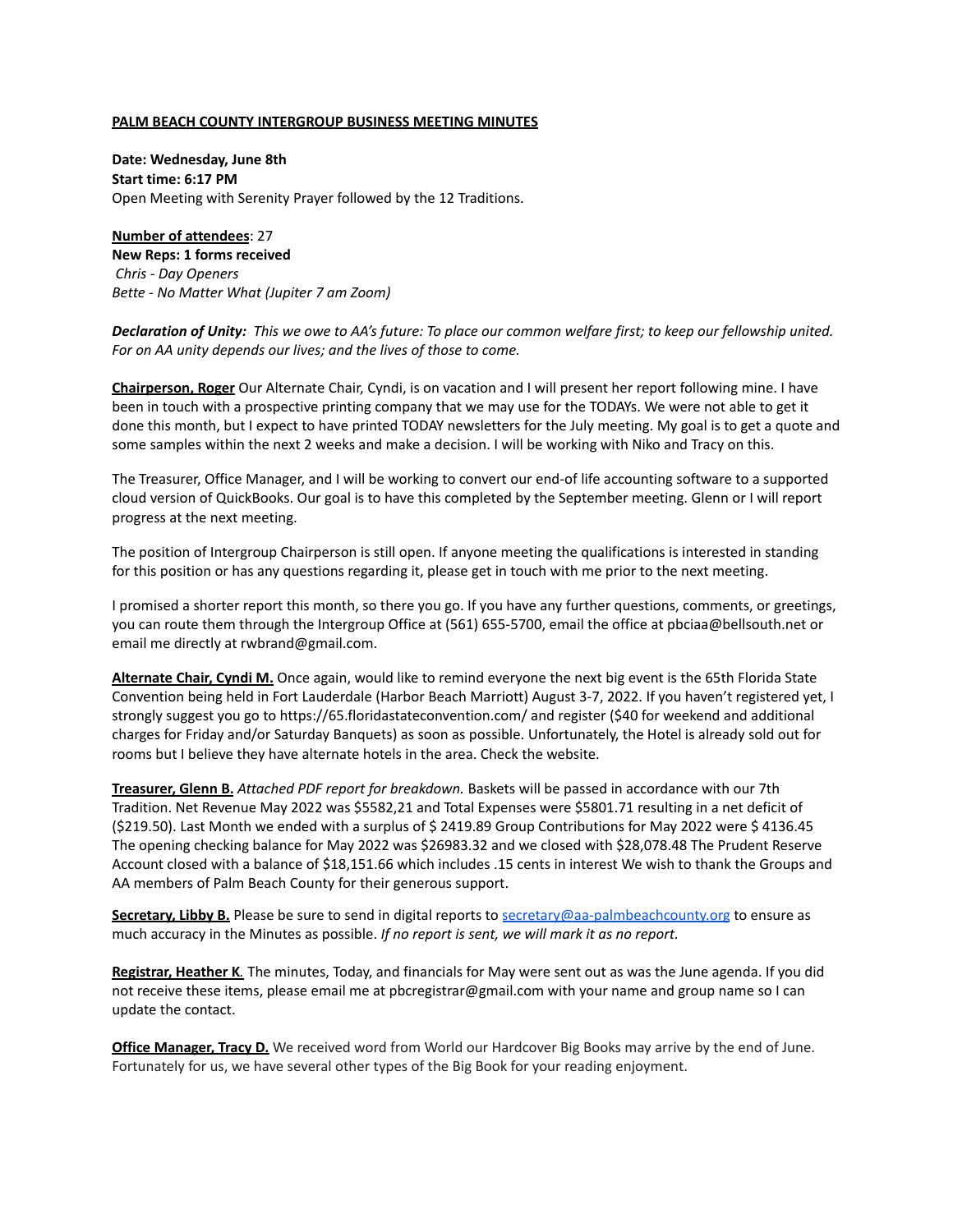**PALM BEACH COUNTY INTERGROUP BUSINESS MEETING MINUTES**

**Date: Wednesday, June 8th**
**Start time: 6:17 PM**
Open Meeting with Serenity Prayer followed by the 12 Traditions.

**Number of attendees**: 27
**New Reps: 1 forms received**
*Chris - Day Openers*
*Bette - No Matter What (Jupiter 7 am Zoom)*

***Declaration of Unity:*** *This we owe to AA's future: To place our common welfare first; to keep our fellowship united. For on AA unity depends our lives; and the lives of those to come.*

**Chairperson, Roger** Our Alternate Chair, Cyndi, is on vacation and I will present her report following mine. I have been in touch with a prospective printing company that we may use for the TODAYs. We were not able to get it done this month, but I expect to have printed TODAY newsletters for the July meeting. My goal is to get a quote and some samples within the next 2 weeks and make a decision. I will be working with Niko and Tracy on this.

The Treasurer, Office Manager, and I will be working to convert our end-of life accounting software to a supported cloud version of QuickBooks. Our goal is to have this completed by the September meeting. Glenn or I will report progress at the next meeting.

The position of Intergroup Chairperson is still open. If anyone meeting the qualifications is interested in standing for this position or has any questions regarding it, please get in touch with me prior to the next meeting.

I promised a shorter report this month, so there you go. If you have any further questions, comments, or greetings, you can route them through the Intergroup Office at (561) 655-5700, email the office at pbciaa@bellsouth.net or email me directly at rwbrand@gmail.com.

**Alternate Chair, Cyndi M.** Once again, would like to remind everyone the next big event is the 65th Florida State Convention being held in Fort Lauderdale (Harbor Beach Marriott) August 3-7, 2022. If you haven't registered yet, I strongly suggest you go to https://65.floridastateconvention.com/ and register ($40 for weekend and additional charges for Friday and/or Saturday Banquets) as soon as possible. Unfortunately, the Hotel is already sold out for rooms but I believe they have alternate hotels in the area. Check the website.

**Treasurer, Glenn B.** *Attached PDF report for breakdown.* Baskets will be passed in accordance with our 7th Tradition. Net Revenue May 2022 was $5582,21 and Total Expenses were $5801.71 resulting in a net deficit of ($219.50). Last Month we ended with a surplus of $ 2419.89 Group Contributions for May 2022 were $ 4136.45 The opening checking balance for May 2022 was $26983.32 and we closed with $28,078.48 The Prudent Reserve Account closed with a balance of $18,151.66 which includes .15 cents in interest We wish to thank the Groups and AA members of Palm Beach County for their generous support.

**Secretary, Libby B.** Please be sure to send in digital reports to secretary@aa-palmbeachcounty.org to ensure as much accuracy in the Minutes as possible. *If no report is sent, we will mark it as no report.*

**Registrar, Heather K.** The minutes, Today, and financials for May were sent out as was the June agenda. If you did not receive these items, please email me at pbcregistrar@gmail.com with your name and group name so I can update the contact.

**Office Manager, Tracy D.** We received word from World our Hardcover Big Books may arrive by the end of June. Fortunately for us, we have several other types of the Big Book for your reading enjoyment.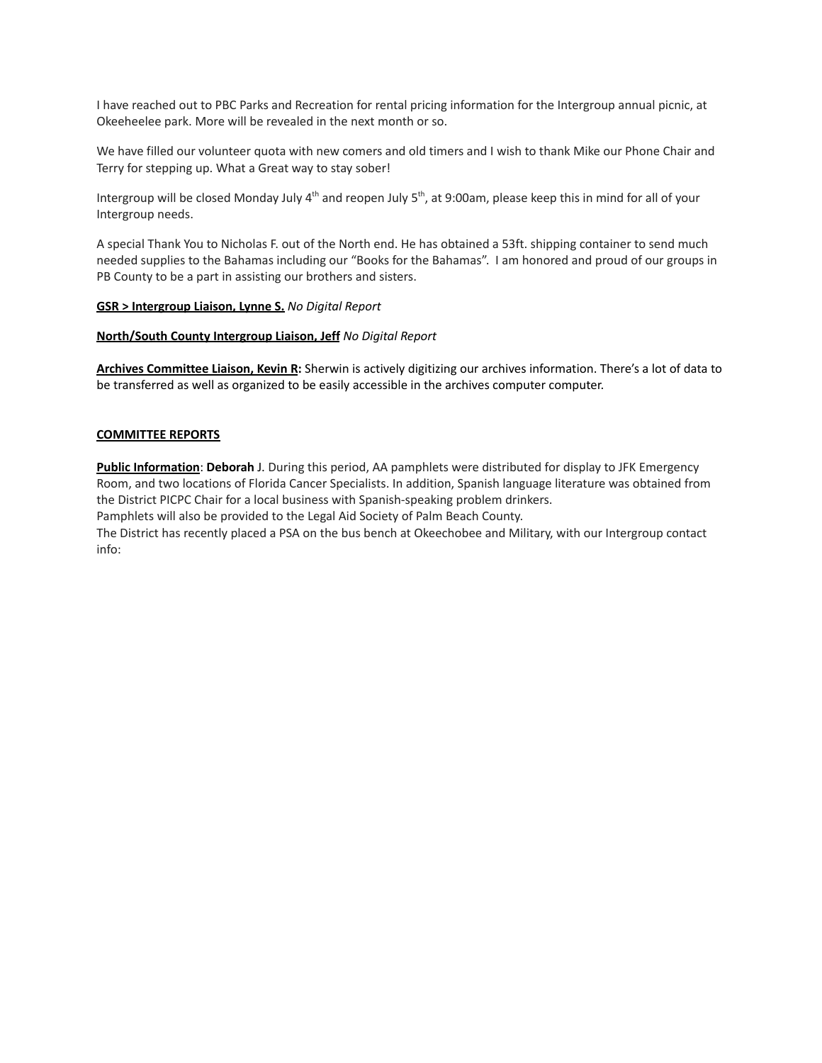I have reached out to PBC Parks and Recreation for rental pricing information for the Intergroup annual picnic, at Okeeheelee park. More will be revealed in the next month or so.

We have filled our volunteer quota with new comers and old timers and I wish to thank Mike our Phone Chair and Terry for stepping up. What a Great way to stay sober!

Intergroup will be closed Monday July 4th and reopen July 5th, at 9:00am, please keep this in mind for all of your Intergroup needs.

A special Thank You to Nicholas F. out of the North end. He has obtained a 53ft. shipping container to send much needed supplies to the Bahamas including our "Books for the Bahamas". I am honored and proud of our groups in PB County to be a part in assisting our brothers and sisters.

**GSR > Intergroup Liaison, Lynne S.** *No Digital Report*

**North/South County Intergroup Liaison, Jeff** *No Digital Report*

**Archives Committee Liaison, Kevin R:** Sherwin is actively digitizing our archives information. There's a lot of data to be transferred as well as organized to be easily accessible in the archives computer computer.

**COMMITTEE REPORTS**

**Public Information**: **Deborah** J. During this period, AA pamphlets were distributed for display to JFK Emergency Room, and two locations of Florida Cancer Specialists. In addition, Spanish language literature was obtained from the District PICPC Chair for a local business with Spanish-speaking problem drinkers.
Pamphlets will also be provided to the Legal Aid Society of Palm Beach County.
The District has recently placed a PSA on the bus bench at Okeechobee and Military, with our Intergroup contact info: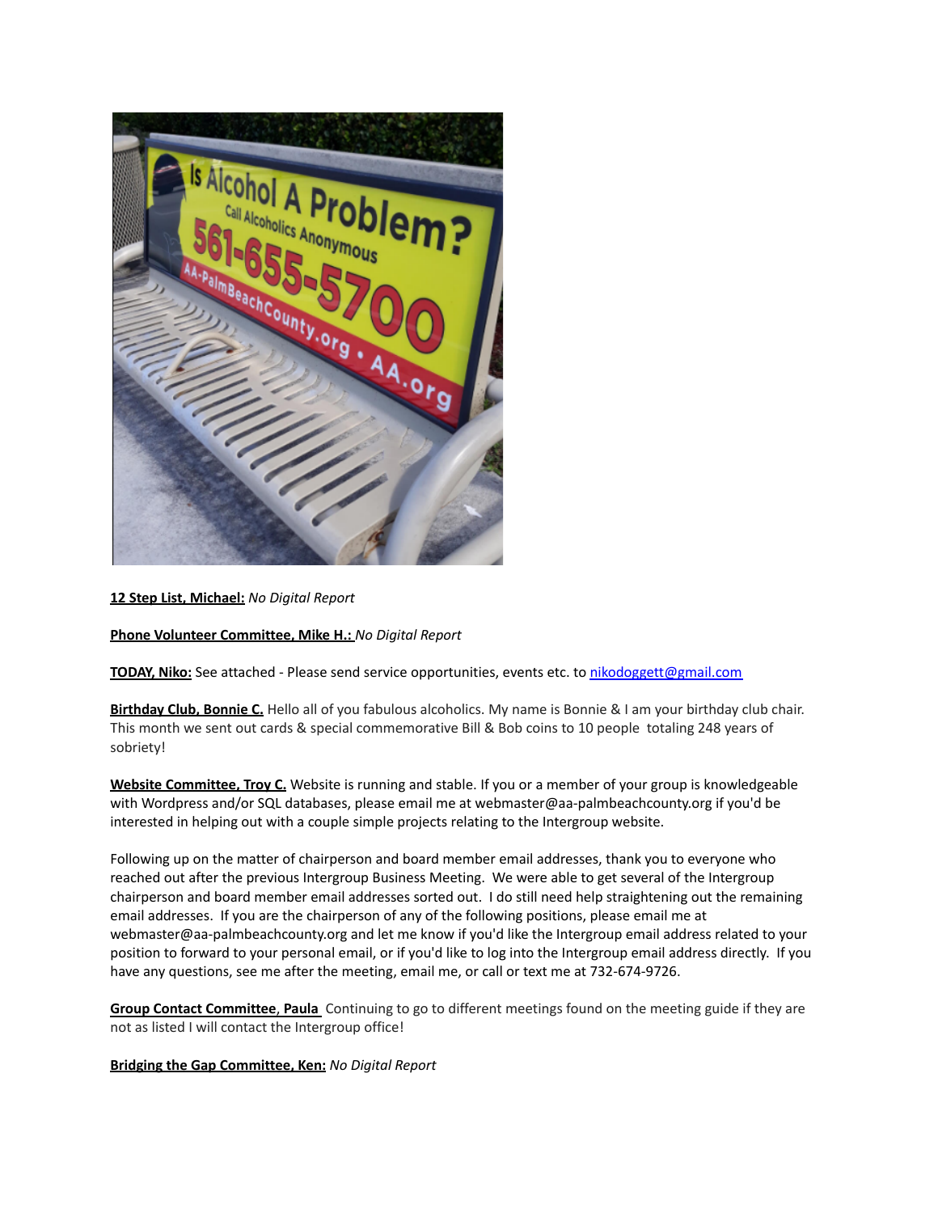**12 Step List, Michael:** *No Digital Report*

**Phone Volunteer Committee, Mike H.:** *No Digital Report*

**TODAY, Niko:** See attached - Please send service opportunities, events etc. to [nikodoggett@gmail.com](mailto:nikodoggett@gmail.com)

**Birthday Club, Bonnie C.** Hello all of you fabulous alcoholics. My name is Bonnie & I am your birthday club chair. This month we sent out cards & special commemorative Bill & Bob coins to 10 people totaling 248 years of sobriety!

**Website Committee, Troy C.** Website is running and stable. If you or a member of your group is knowledgeable with Wordpress and/or SQL databases, please email me at webmaster@aa-palmbeachcounty.org if you'd be interested in helping out with a couple simple projects relating to the Intergroup website.

Following up on the matter of chairperson and board member email addresses, thank you to everyone who reached out after the previous Intergroup Business Meeting. We were able to get several of the Intergroup chairperson and board member email addresses sorted out. I do still need help straightening out the remaining email addresses. If you are the chairperson of any of the following positions, please email me at webmaster@aa-palmbeachcounty.org and let me know if you'd like the Intergroup email address related to your position to forward to your personal email, or if you'd like to log into the Intergroup email address directly. If you have any questions, see me after the meeting, email me, or call or text me at 732-674-9726.

**Group Contact Committee, Paula** Continuing to go to different meetings found on the meeting guide if they are not as listed I will contact the Intergroup office!

**Bridging the Gap Committee, Ken:** *No Digital Report*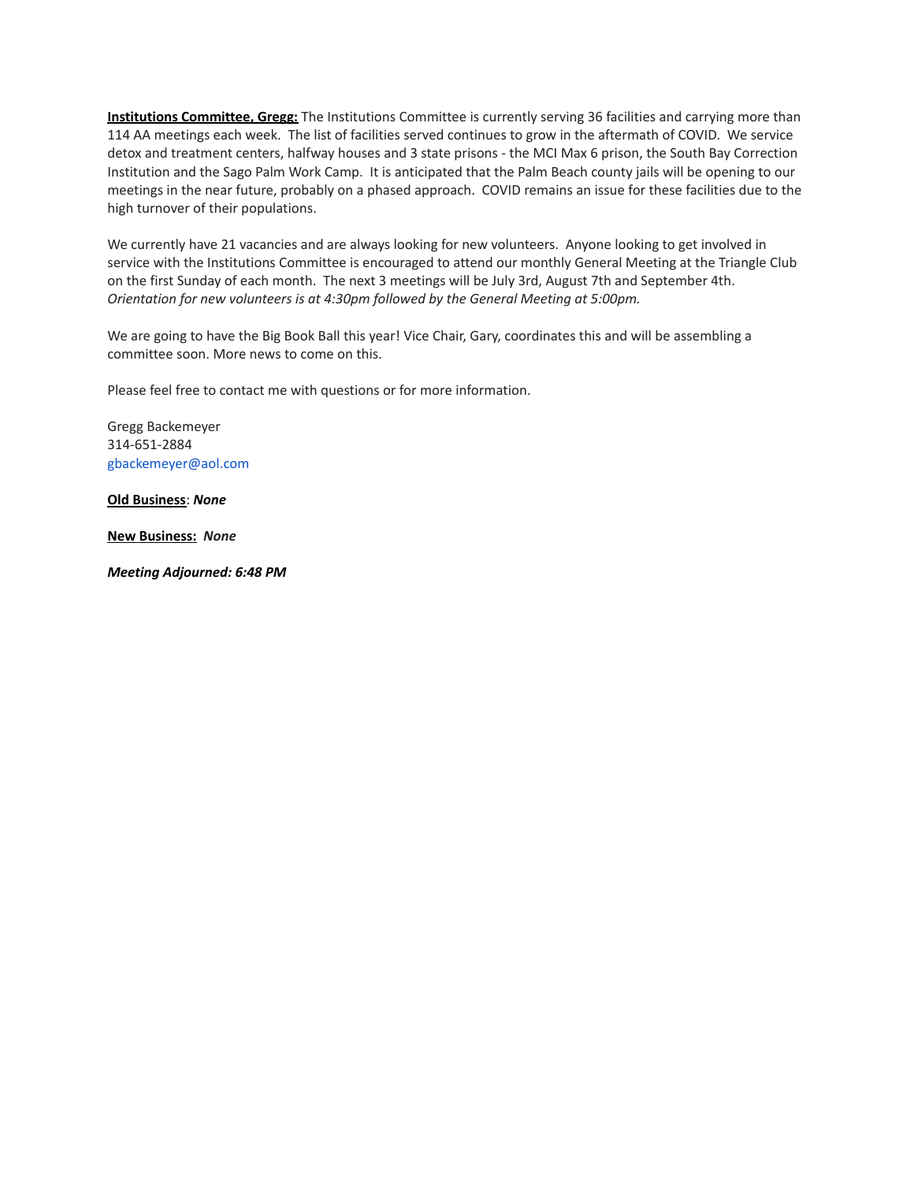**Institutions Committee, Gregg:** The Institutions Committee is currently serving 36 facilities and carrying more than 114 AA meetings each week. The list of facilities served continues to grow in the aftermath of COVID. We service detox and treatment centers, halfway houses and 3 state prisons - the MCI Max 6 prison, the South Bay Correction Institution and the Sago Palm Work Camp. It is anticipated that the Palm Beach county jails will be opening to our meetings in the near future, probably on a phased approach. COVID remains an issue for these facilities due to the high turnover of their populations.

We currently have 21 vacancies and are always looking for new volunteers. Anyone looking to get involved in service with the Institutions Committee is encouraged to attend our monthly General Meeting at the Triangle Club on the first Sunday of each month. The next 3 meetings will be July 3rd, August 7th and September 4th. *Orientation for new volunteers is at 4:30pm followed by the General Meeting at 5:00pm.*

We are going to have the Big Book Ball this year! Vice Chair, Gary, coordinates this and will be assembling a committee soon. More news to come on this.

Please feel free to contact me with questions or for more information.

Gregg Backemeyer
314-651-2884
gbackemeyer@aol.com

**Old Business**: ***None***

**New Business:** ***None***

***Meeting Adjourned: 6:48 PM***